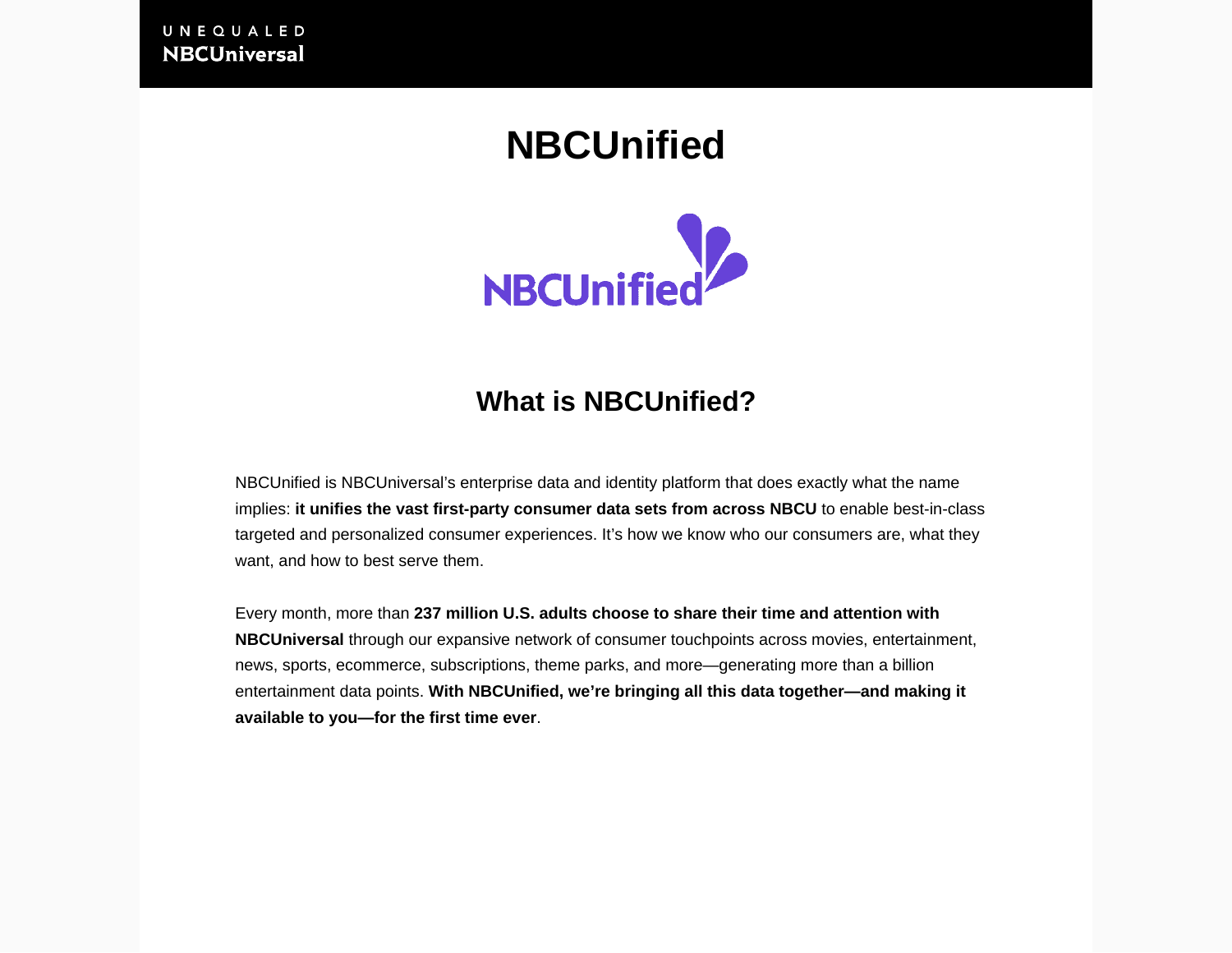# NBCUnified

## What is NBCUnified?

NBCUnified is NBCUniversal's enterprise data and identity platform that does exactly what the name implies: **it unifies the vast first-party consumer data sets from across NBCU** to enable best-in-class targeted and personalized consumer experiences. It's how we know who our consumers are, what they want, and how to best serve them.

Every month, more than **237 million U.S. adults choose to share their time and attention with NBCUniversal** through our expansive network of consumer touchpoints across movies, entertainment, news, sports, ecommerce, subscriptions, theme parks, and more—generating more than a billion entertainment data points. **With NBCUnified, we're bringing all this data together—and making it available to you—for the first time ever**.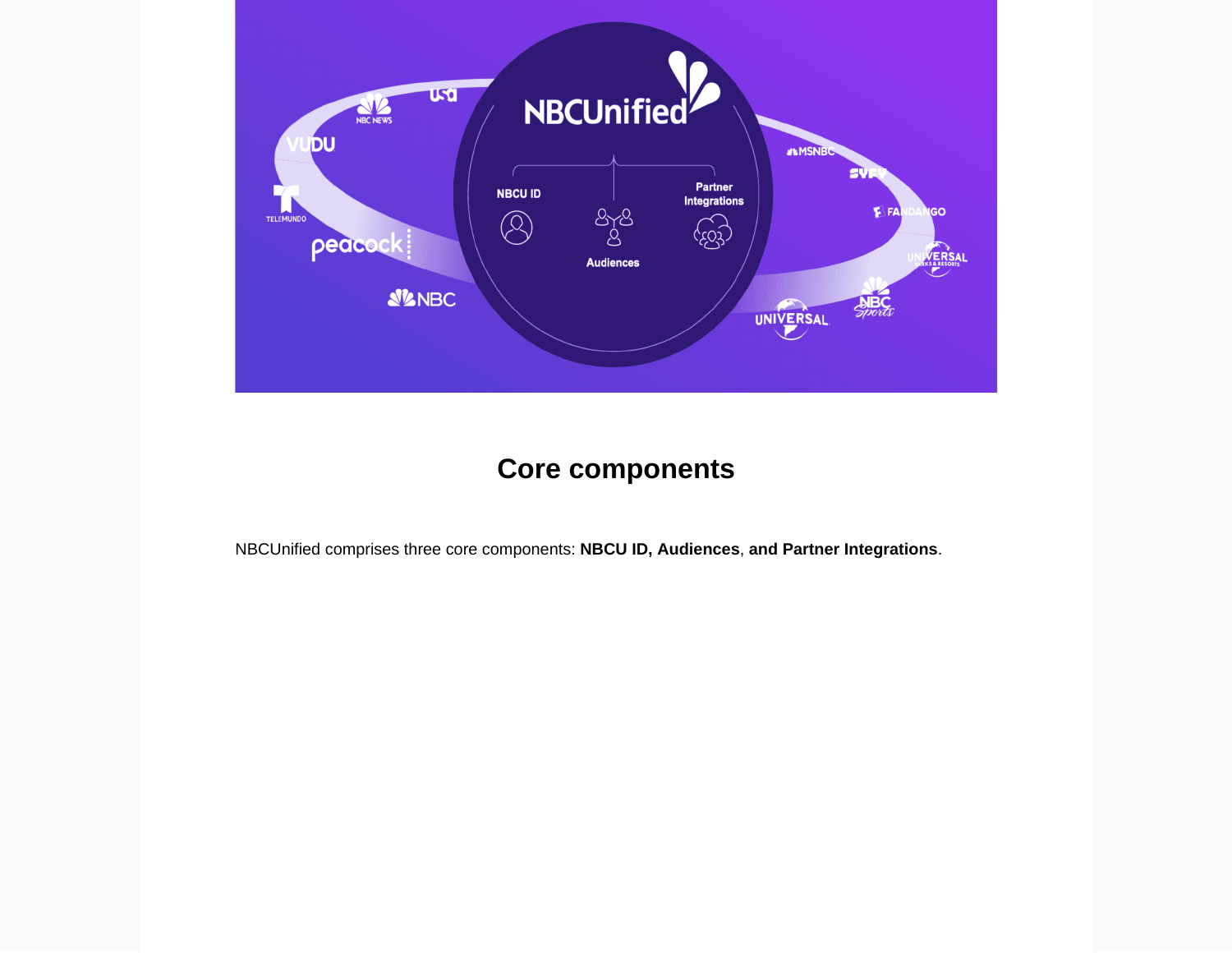## Core components

NBCUnified comprises three core components: **NBCU ID, Audiences**, **and Partner Integrations**.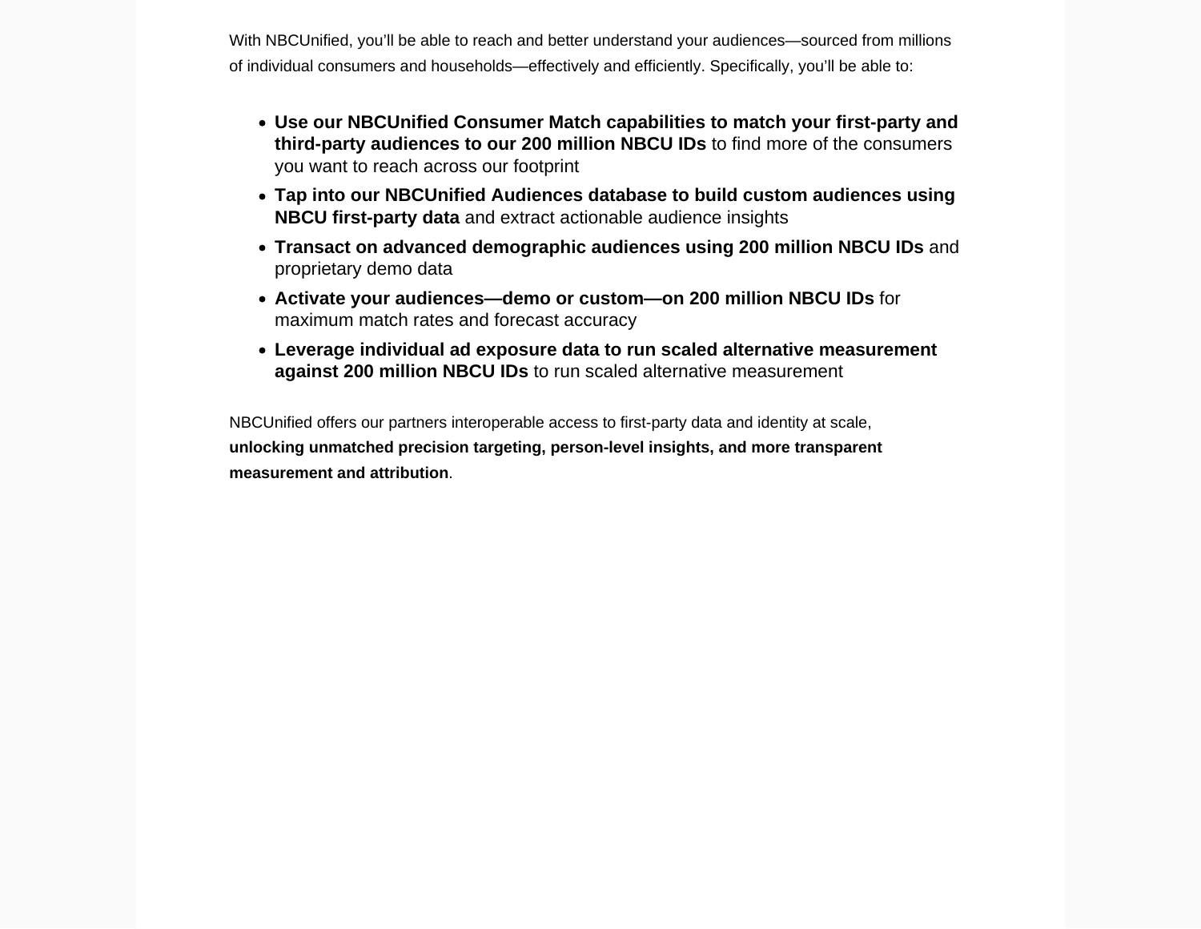With NBCUnified, you'll be able to reach and better understand your audiences—sourced from millions of individual consumers and households—effectively and efficiently. Specifically, you'll be able to:

- **Use our NBCUnified Consumer Match capabilities to match your first-party and third-party audiences to our 200 million NBCU IDs** to find more of the consumers you want to reach across our footprint
- **Tap into our NBCUnified Audiences database to build custom audiences using NBCU first-party data** and extract actionable audience insights
- **Transact on advanced demographic audiences using 200 million NBCU IDs** and proprietary demo data
- **Activate your audiences—demo or custom—on 200 million NBCU IDs** for maximum match rates and forecast accuracy
- **Leverage individual ad exposure data to run scaled alternative measurement against 200 million NBCU IDs** to run scaled alternative measurement

NBCUnified offers our partners interoperable access to first-party data and identity at scale, **unlocking unmatched precision targeting, person-level insights, and more transparent measurement and attribution**.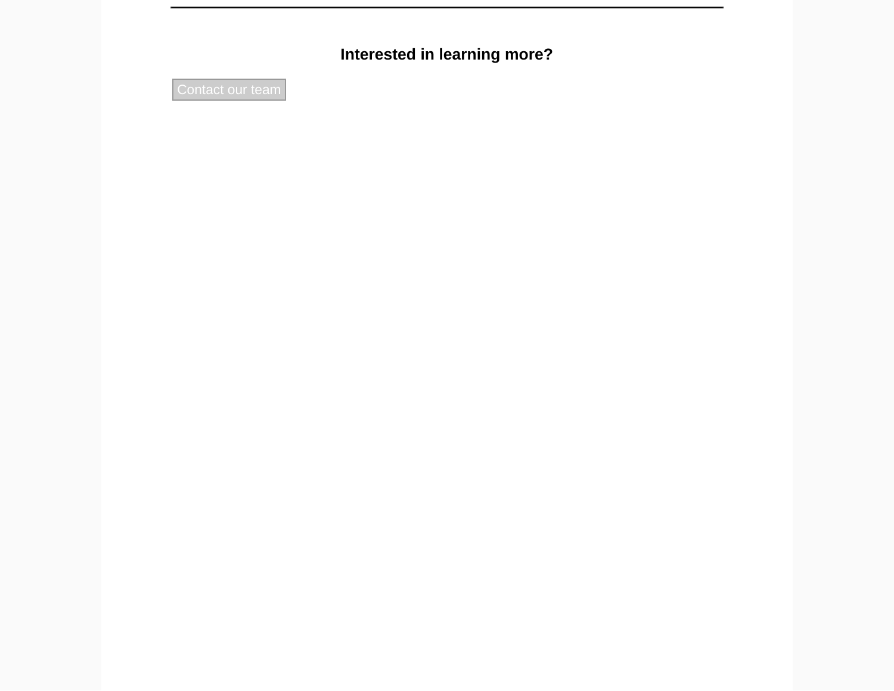---

## Interested in learning more?

Contact our team